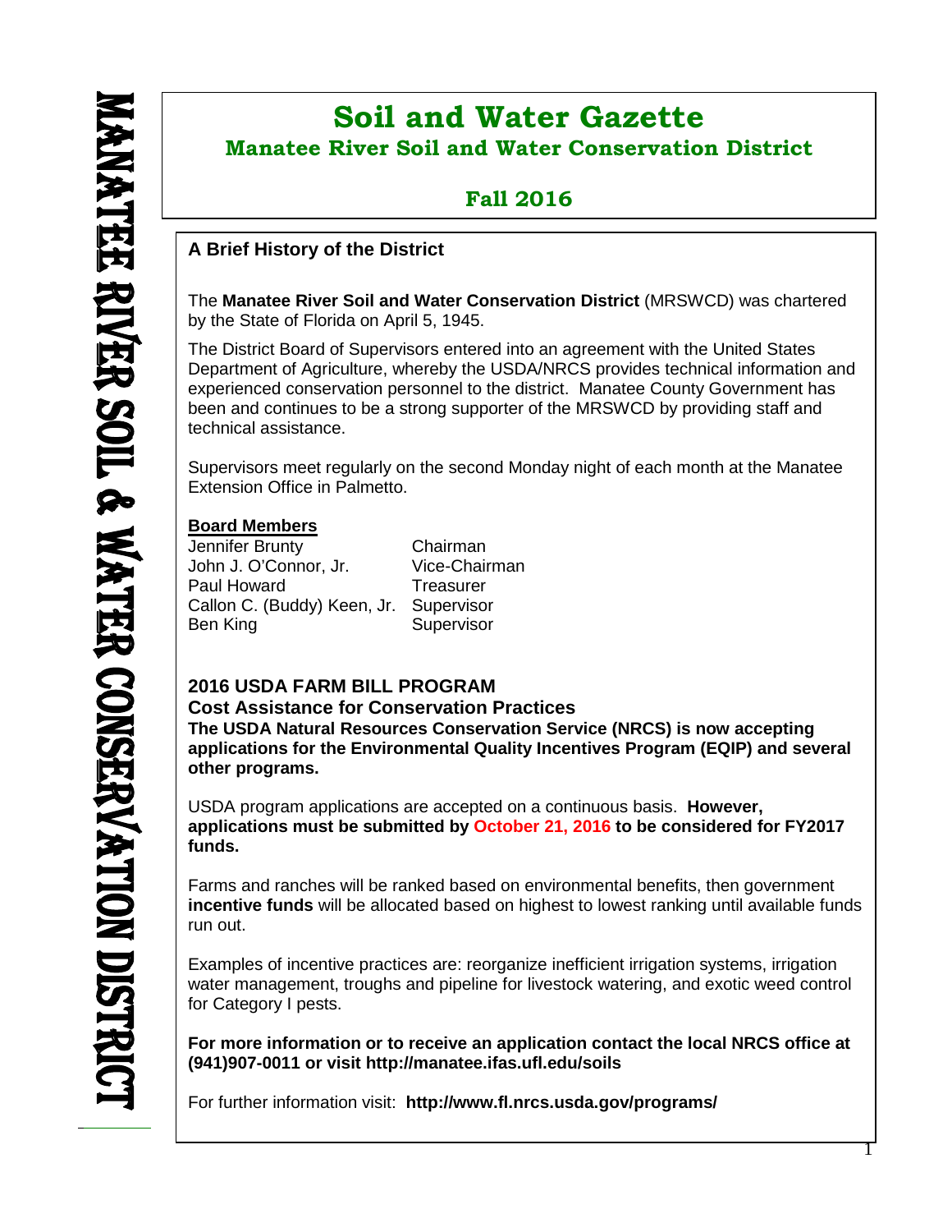# Soil and Water Gazette

## Manatee River Soil and Water Conservation District

## Fall 2016

### A Brief History of the District

The **Manatee River Soil and Water Conservation District** (MRSWCD) was chartered by the State of Florida on April 5, 1945.

The District Board of Supervisors entered into an agreement with the United States Department of Agriculture, whereby the USDA/NRCS provides technical information and experienced conservation personnel to the district. Manatee County Government has been and continues to be a strong supporter of the MRSWCD by providing staff and technical assistance.

Supervisors meet regularly on the second Monday night of each month at the Manatee Extension Office in Palmetto.

**Board Members**

| Name | Position |
| --- | --- |
| Jennifer Brunty | Chairman |
| John J. O'Connor, Jr. | Vice-Chairman |
| Paul Howard | Treasurer |
| Callon C. (Buddy) Keen, Jr. | Supervisor |
| Ben King | Supervisor |

### 2016 USDA FARM BILL PROGRAM

### Cost Assistance for Conservation Practices

**The USDA Natural Resources Conservation Service (NRCS) is now accepting applications for the Environmental Quality Incentives Program (EQIP) and several other programs.**

USDA program applications are accepted on a continuous basis. **However, applications must be submitted by October 21, 2016 to be considered for FY2017 funds.**

Farms and ranches will be ranked based on environmental benefits, then government **incentive funds** will be allocated based on highest to lowest ranking until available funds run out.

Examples of incentive practices are: reorganize inefficient irrigation systems, irrigation water management, troughs and pipeline for livestock watering, and exotic weed control for Category I pests.

**For more information or to receive an application contact the local NRCS office at (941)907-0011 or visit http://manatee.ifas.ufl.edu/soils**

For further information visit: **http://www.fl.nrcs.usda.gov/programs/**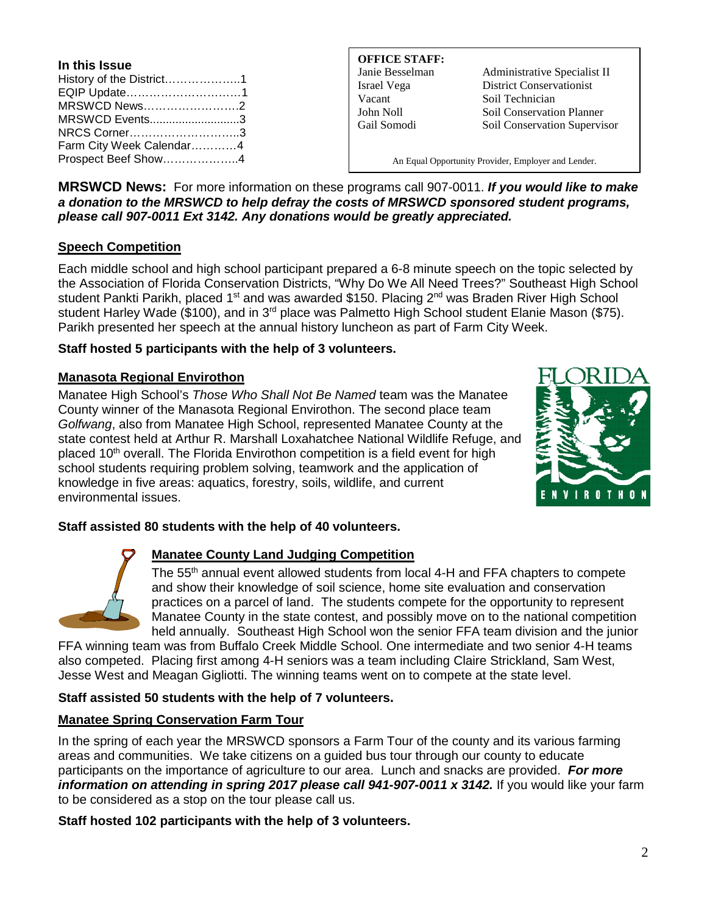**In this Issue**

History of the District………………..1
EQIP Update…………………………1
MRSWCD News……………………..2
MRSWCD Events...........................3
NRCS Corner………………………..3
Farm City Week Calendar…………4
Prospect Beef Show………………..4

**OFFICE STAFF:**

| | |
|---|---|
| Janie Besselman | Administrative Specialist II |
| Israel Vega | District Conservationist |
| Vacant | Soil Technician |
| John Noll | Soil Conservation Planner |
| Gail Somodi | Soil Conservation Supervisor |

An Equal Opportunity Provider, Employer and Lender.

**MRSWCD News:** For more information on these programs call 907-0011. ***If you would like to make a donation to the MRSWCD to help defray the costs of MRSWCD sponsored student programs, please call 907-0011 Ext 3142. Any donations would be greatly appreciated.***

## Speech Competition

Each middle school and high school participant prepared a 6-8 minute speech on the topic selected by the Association of Florida Conservation Districts, "Why Do We All Need Trees?" Southeast High School student Pankti Parikh, placed 1st and was awarded $150. Placing 2nd was Braden River High School student Harley Wade ($100), and in 3rd place was Palmetto High School student Elanie Mason ($75). Parikh presented her speech at the annual history luncheon as part of Farm City Week.

**Staff hosted 5 participants with the help of 3 volunteers.**

## Manasota Regional Envirothon

Manatee High School's *Those Who Shall Not Be Named* team was the Manatee County winner of the Manasota Regional Envirothon. The second place team *Golfwang*, also from Manatee High School, represented Manatee County at the state contest held at Arthur R. Marshall Loxahatchee National Wildlife Refuge, and placed 10th overall. The Florida Envirothon competition is a field event for high school students requiring problem solving, teamwork and the application of knowledge in five areas: aquatics, forestry, soils, wildlife, and current environmental issues.

**Staff assisted 80 students with the help of 40 volunteers.**

## Manatee County Land Judging Competition

The 55th annual event allowed students from local 4-H and FFA chapters to compete and show their knowledge of soil science, home site evaluation and conservation practices on a parcel of land. The students compete for the opportunity to represent Manatee County in the state contest, and possibly move on to the national competition held annually. Southeast High School won the senior FFA team division and the junior FFA winning team was from Buffalo Creek Middle School. One intermediate and two senior 4-H teams also competed. Placing first among 4-H seniors was a team including Claire Strickland, Sam West, Jesse West and Meagan Gigliotti. The winning teams went on to compete at the state level.

**Staff assisted 50 students with the help of 7 volunteers.**

## Manatee Spring Conservation Farm Tour

In the spring of each year the MRSWCD sponsors a Farm Tour of the county and its various farming areas and communities. We take citizens on a guided bus tour through our county to educate participants on the importance of agriculture to our area. Lunch and snacks are provided. ***For more information on attending in spring 2017 please call 941-907-0011 x 3142.*** If you would like your farm to be considered as a stop on the tour please call us.

**Staff hosted 102 participants with the help of 3 volunteers.**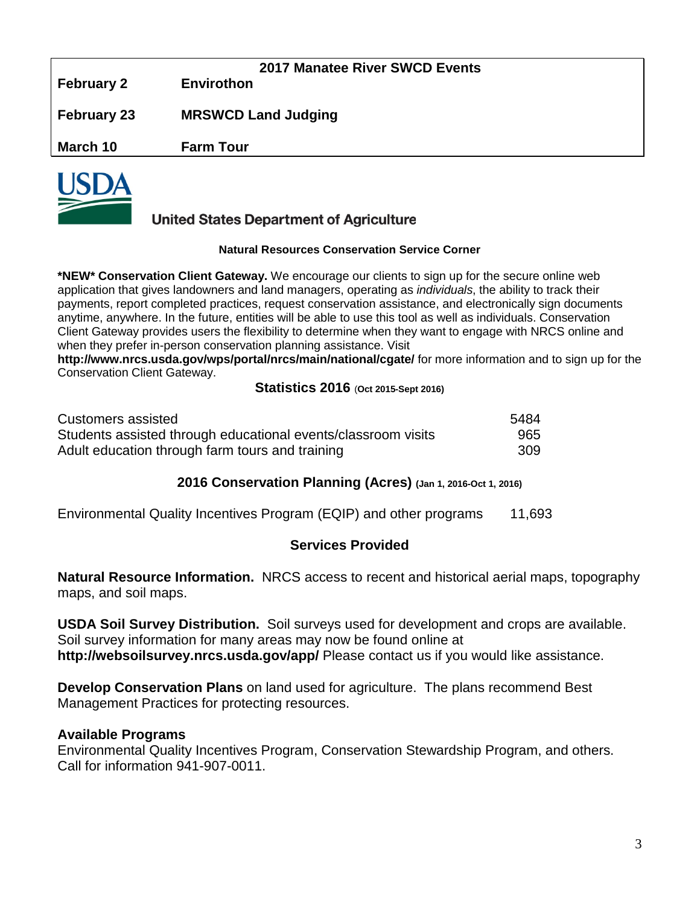## 2017 Manatee River SWCD Events

| | |
|---|---|
| **February 2** | **Envirothon** |
| **February 23** | **MRSWCD Land Judging** |
| **March 10** | **Farm Tour** |

USDA

United States Department of Agriculture

### Natural Resources Conservation Service Corner

**\*NEW\* Conservation Client Gateway.** We encourage our clients to sign up for the secure online web application that gives landowners and land managers, operating as *individuals*, the ability to track their payments, report completed practices, request conservation assistance, and electronically sign documents anytime, anywhere. In the future, entities will be able to use this tool as well as individuals. Conservation Client Gateway provides users the flexibility to determine when they want to engage with NRCS online and when they prefer in-person conservation planning assistance. Visit **http://www.nrcs.usda.gov/wps/portal/nrcs/main/national/cgate/** for more information and to sign up for the Conservation Client Gateway.

### Statistics 2016 (Oct 2015-Sept 2016)

| | |
|---|---|
| Customers assisted | 5484 |
| Students assisted through educational events/classroom visits | 965 |
| Adult education through farm tours and training | 309 |

### 2016 Conservation Planning (Acres) (Jan 1, 2016-Oct 1, 2016)

| | |
|---|---|
| Environmental Quality Incentives Program (EQIP) and other programs | 11,693 |

### Services Provided

**Natural Resource Information.** NRCS access to recent and historical aerial maps, topography maps, and soil maps.

**USDA Soil Survey Distribution.** Soil surveys used for development and crops are available. Soil survey information for many areas may now be found online at **http://websoilsurvey.nrcs.usda.gov/app/** Please contact us if you would like assistance.

**Develop Conservation Plans** on land used for agriculture. The plans recommend Best Management Practices for protecting resources.

**Available Programs**
Environmental Quality Incentives Program, Conservation Stewardship Program, and others. Call for information 941-907-0011.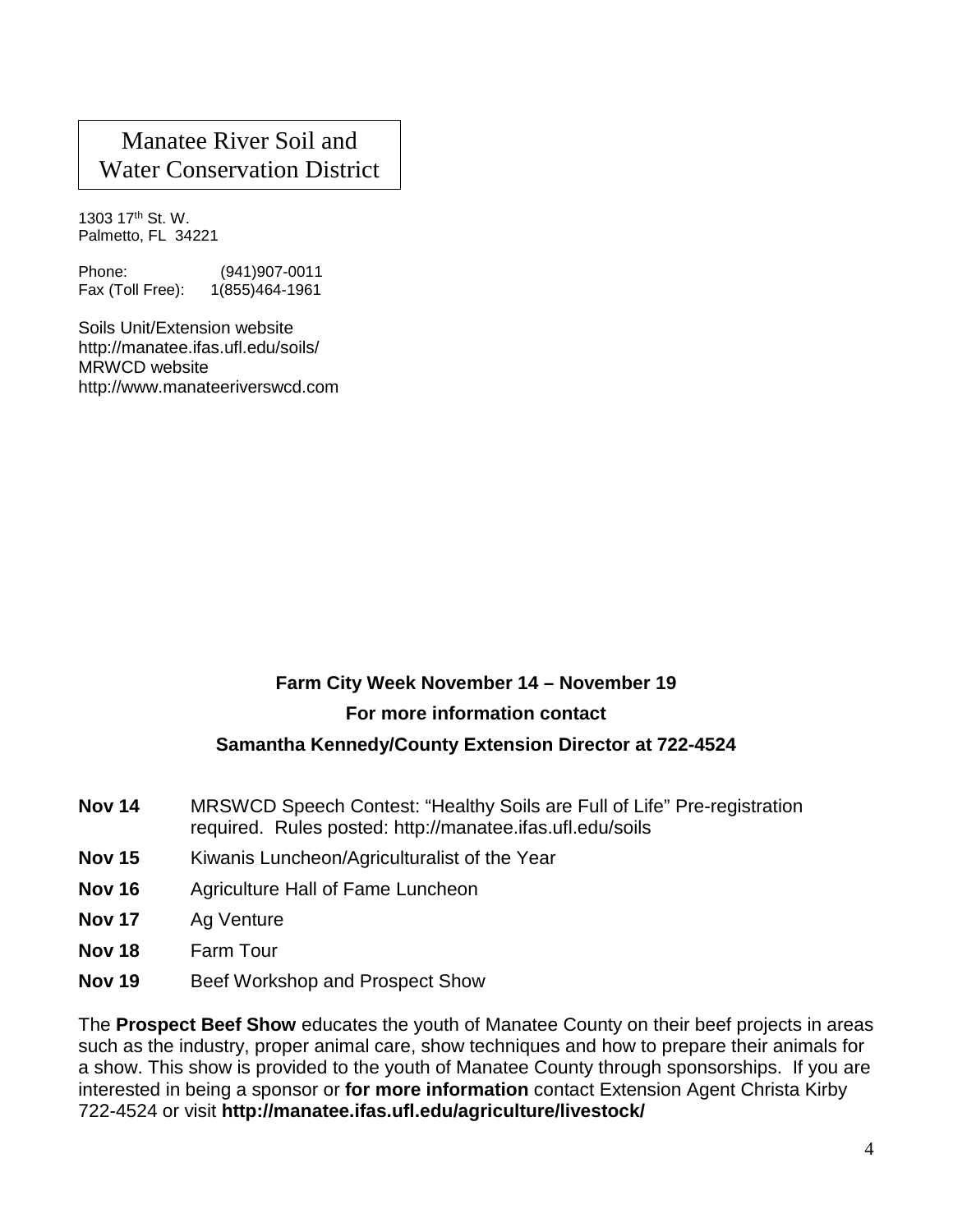Manatee River Soil and Water Conservation District

1303 17th St. W.
Palmetto, FL 34221

Phone: (941)907-0011
Fax (Toll Free): 1(855)464-1961

Soils Unit/Extension website
http://manatee.ifas.ufl.edu/soils/
MRWCD website
http://www.manateeriverswcd.com

**Farm City Week November 14 – November 19**

**For more information contact**

**Samantha Kennedy/County Extension Director at 722-4524**

**Nov 14** MRSWCD Speech Contest: "Healthy Soils are Full of Life" Pre-registration required. Rules posted: http://manatee.ifas.ufl.edu/soils

**Nov 15** Kiwanis Luncheon/Agriculturalist of the Year

**Nov 16** Agriculture Hall of Fame Luncheon

**Nov 17** Ag Venture

**Nov 18** Farm Tour

**Nov 19** Beef Workshop and Prospect Show

The **Prospect Beef Show** educates the youth of Manatee County on their beef projects in areas such as the industry, proper animal care, show techniques and how to prepare their animals for a show. This show is provided to the youth of Manatee County through sponsorships. If you are interested in being a sponsor or **for more information** contact Extension Agent Christa Kirby 722-4524 or visit **http://manatee.ifas.ufl.edu/agriculture/livestock/**